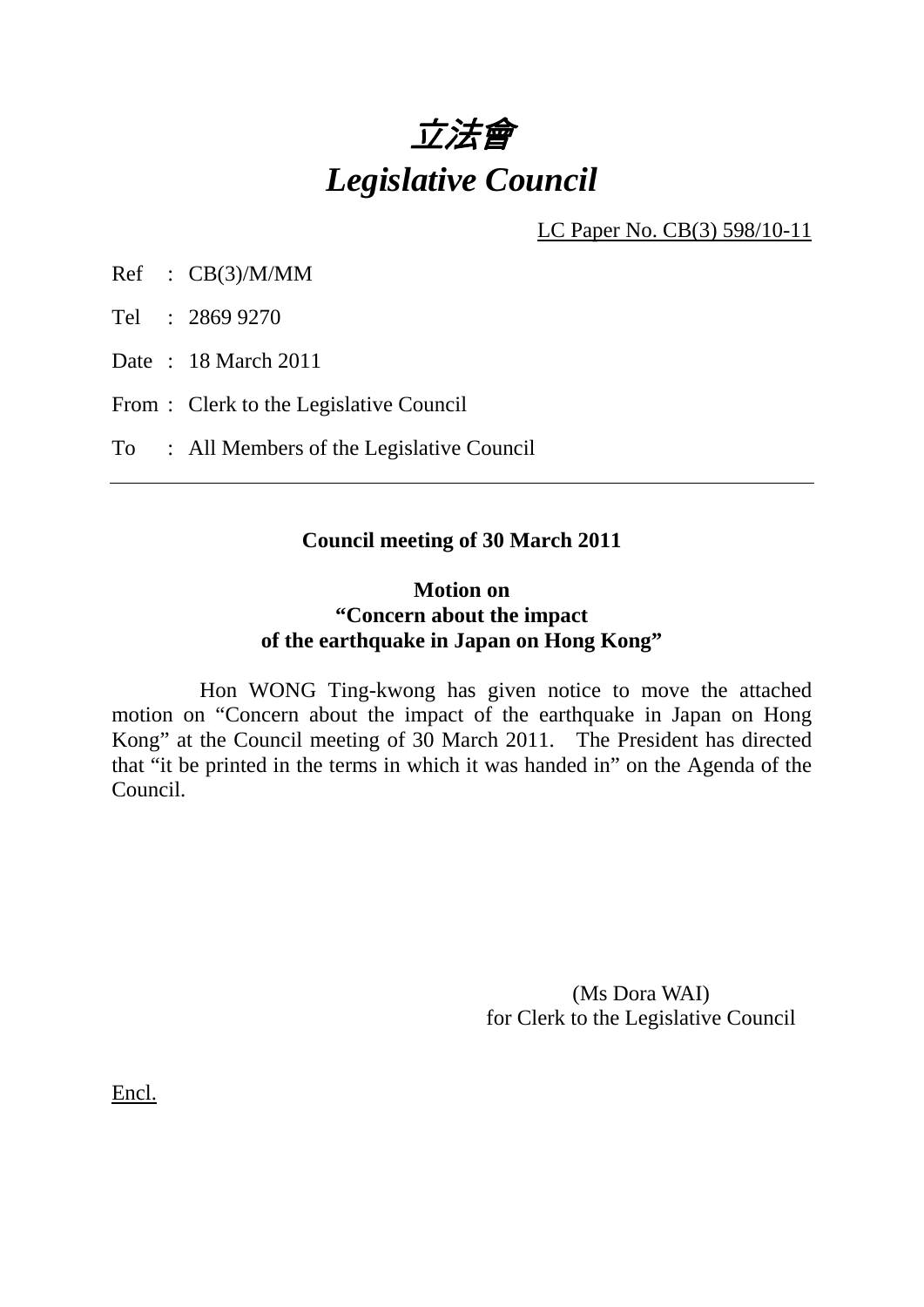# *立法會*
# *Legislative Council*

LC Paper No. CB(3) 598/10-11

Ref : CB(3)/M/MM

Tel : 2869 9270

Date : 18 March 2011

From : Clerk to the Legislative Council

To : All Members of the Legislative Council

---

**Council meeting of 30 March 2011**

**Motion on**
**"Concern about the impact**
**of the earthquake in Japan on Hong Kong"**

Hon WONG Ting-kwong has given notice to move the attached motion on "Concern about the impact of the earthquake in Japan on Hong Kong" at the Council meeting of 30 March 2011. The President has directed that "it be printed in the terms in which it was handed in" on the Agenda of the Council.

(Ms Dora WAI)
for Clerk to the Legislative Council

Encl.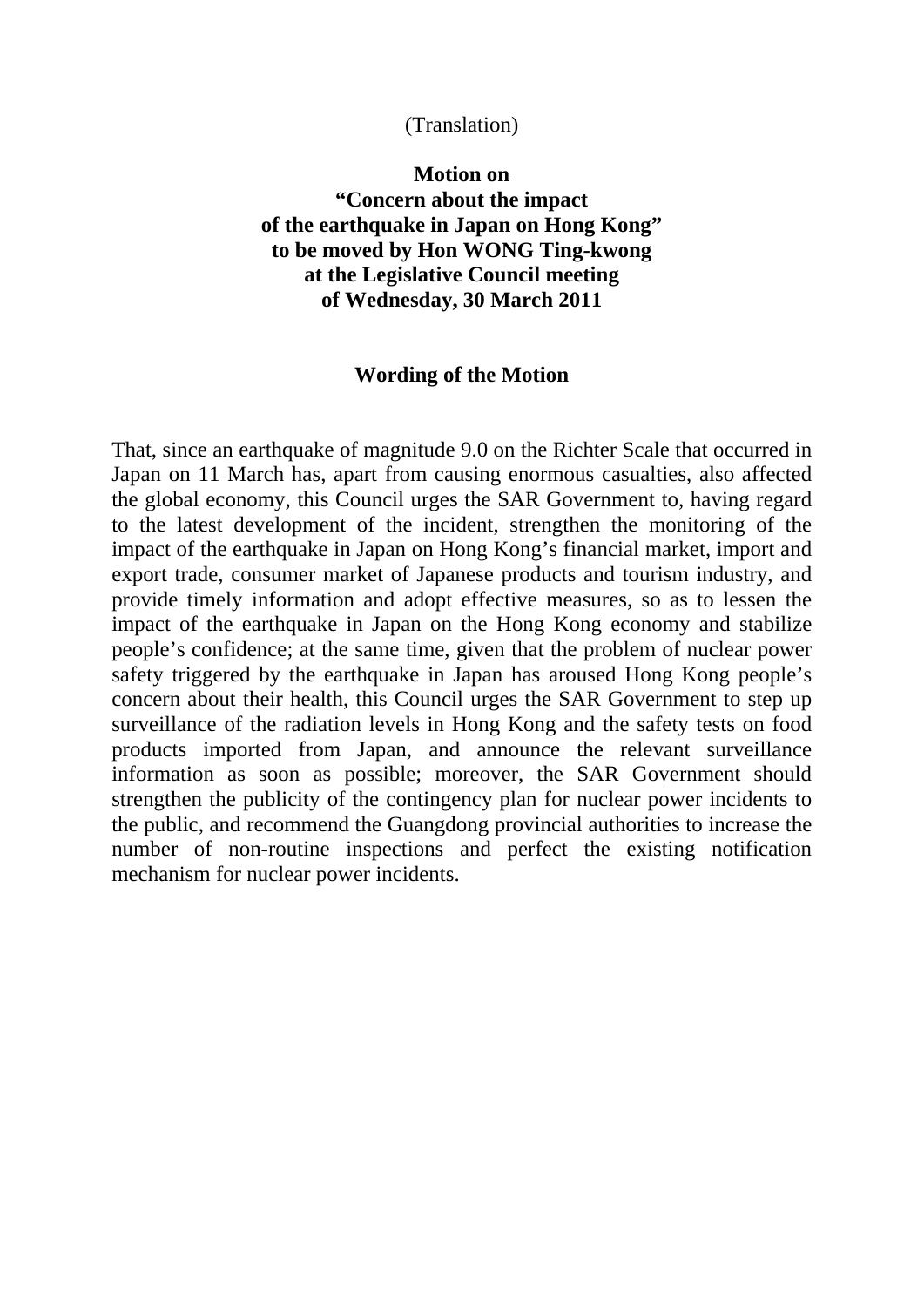(Translation)

**Motion on**
**"Concern about the impact of the earthquake in Japan on Hong Kong" to be moved by Hon WONG Ting-kwong at the Legislative Council meeting of Wednesday, 30 March 2011**

**Wording of the Motion**

That, since an earthquake of magnitude 9.0 on the Richter Scale that occurred in Japan on 11 March has, apart from causing enormous casualties, also affected the global economy, this Council urges the SAR Government to, having regard to the latest development of the incident, strengthen the monitoring of the impact of the earthquake in Japan on Hong Kong's financial market, import and export trade, consumer market of Japanese products and tourism industry, and provide timely information and adopt effective measures, so as to lessen the impact of the earthquake in Japan on the Hong Kong economy and stabilize people's confidence; at the same time, given that the problem of nuclear power safety triggered by the earthquake in Japan has aroused Hong Kong people's concern about their health, this Council urges the SAR Government to step up surveillance of the radiation levels in Hong Kong and the safety tests on food products imported from Japan, and announce the relevant surveillance information as soon as possible; moreover, the SAR Government should strengthen the publicity of the contingency plan for nuclear power incidents to the public, and recommend the Guangdong provincial authorities to increase the number of non-routine inspections and perfect the existing notification mechanism for nuclear power incidents.